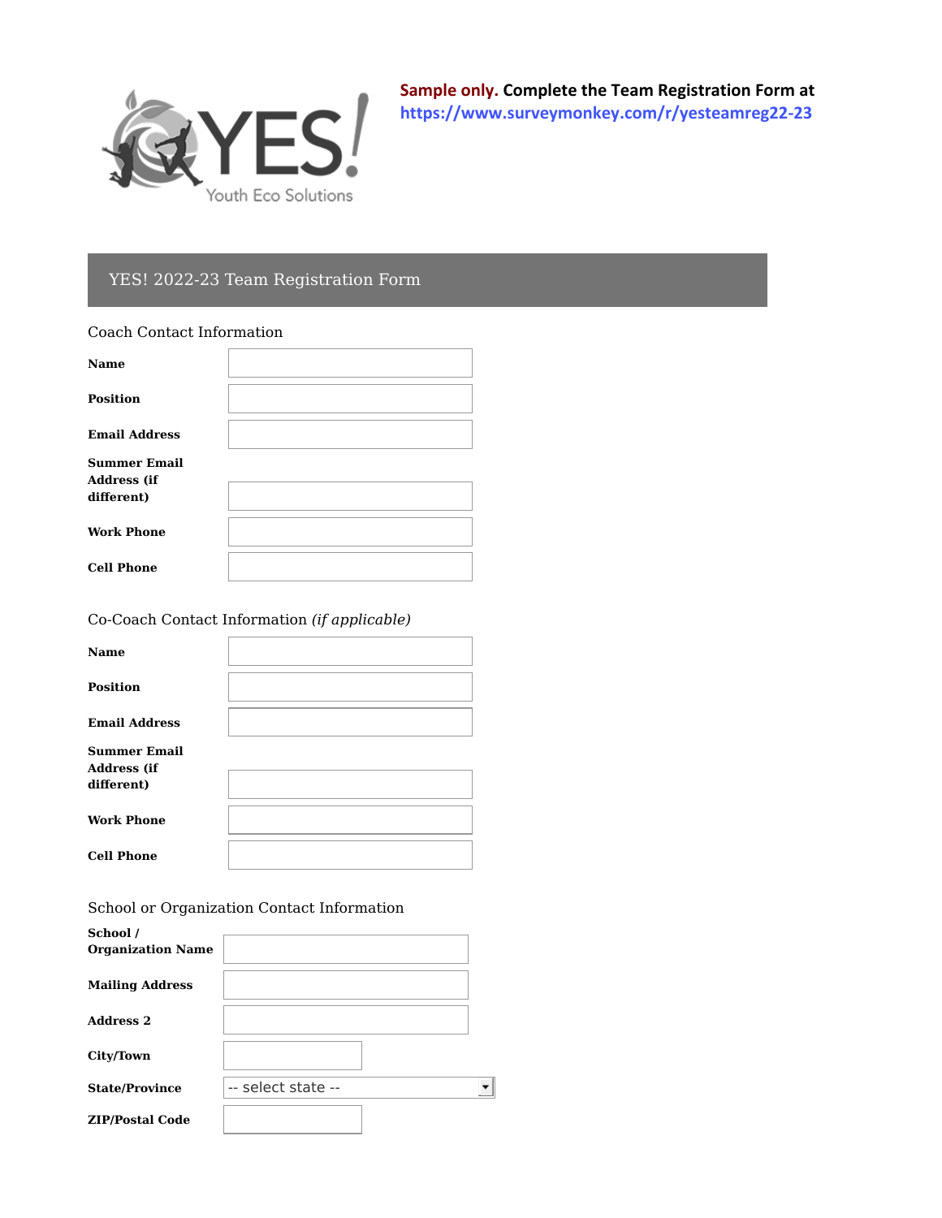**Sample only.** **Complete the Team Registration Form at https://www.surveymonkey.com/r/yesteamreg22-23**

# YES! 2022-23 Team Registration Form

## Coach Contact Information

| | |
|---|---|
| **Name** | |
| **Position** | |
| **Email Address** | |
| **Summer Email Address (if different)** | |
| **Work Phone** | |
| **Cell Phone** | |

## Co-Coach Contact Information *(if applicable)*

| | |
|---|---|
| **Name** | |
| **Position** | |
| **Email Address** | |
| **Summer Email Address (if different)** | |
| **Work Phone** | |
| **Cell Phone** | |

## School or Organization Contact Information

| | |
|---|---|
| **School / Organization Name** | |
| **Mailing Address** | |
| **Address 2** | |
| **City/Town** | |
| **State/Province** | -- select state -- |
| **ZIP/Postal Code** | |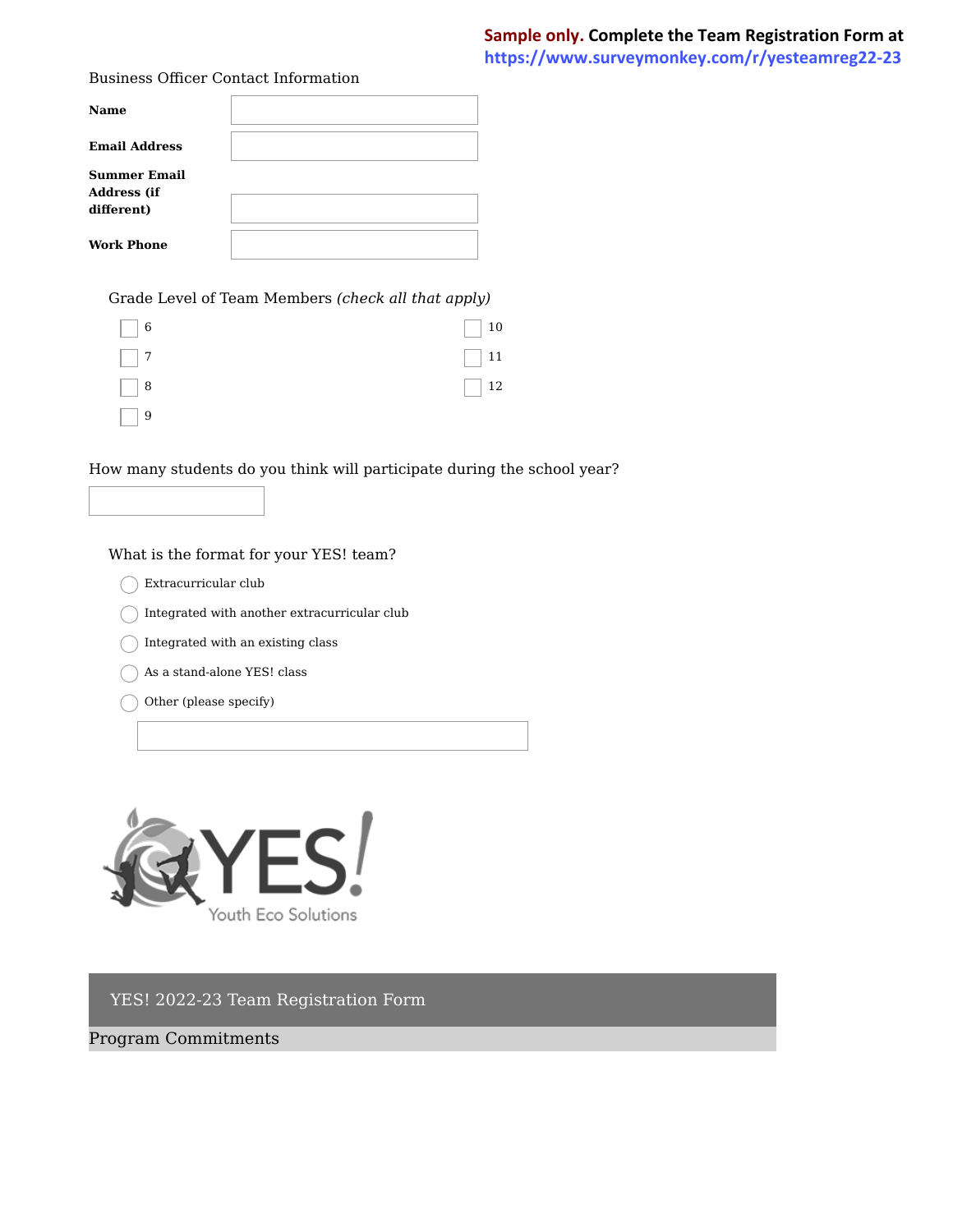**Sample only.** **Complete the Team Registration Form at https://www.surveymonkey.com/r/yesteamreg22-23**

Business Officer Contact Information

| | |
|---|---|
| **Name** | |
| **Email Address** | |
| **Summer Email Address (if different)** | |
| **Work Phone** | |

Grade Level of Team Members *(check all that apply)*

- ☐ 6
- ☐ 7
- ☐ 8
- ☐ 9
- ☐ 10
- ☐ 11
- ☐ 12

How many students do you think will participate during the school year?

\_\_\_\_\_\_\_\_\_\_

What is the format for your YES! team?

- ○ Extracurricular club
- ○ Integrated with another extracurricular club
- ○ Integrated with an existing class
- ○ As a stand-alone YES! class
- ○ Other (please specify)

\_\_\_\_\_\_\_\_\_\_

YES! Youth Eco Solutions

## YES! 2022-23 Team Registration Form

### Program Commitments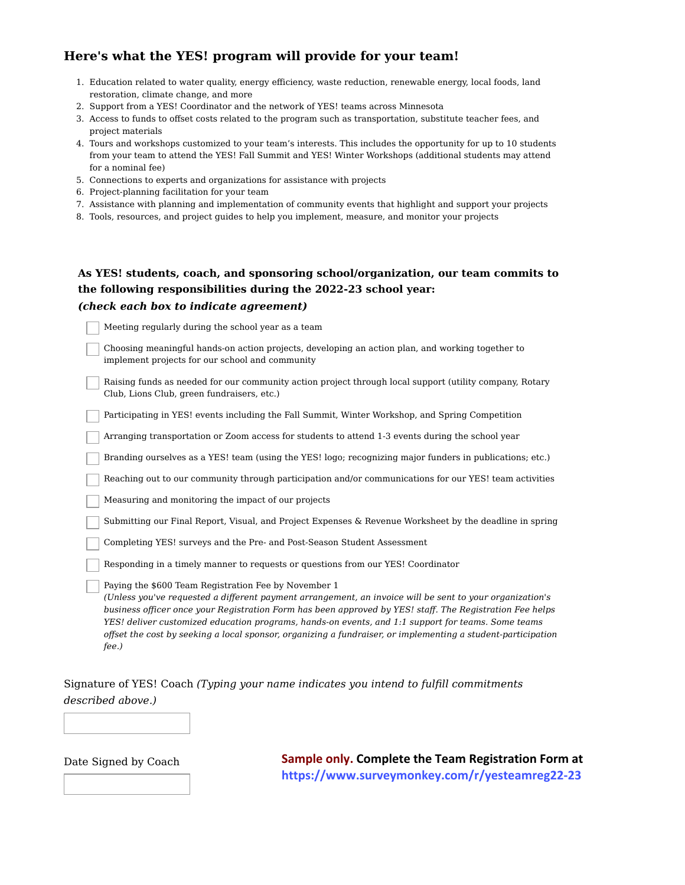## Here's what the YES! program will provide for your team!

1. Education related to water quality, energy efficiency, waste reduction, renewable energy, local foods, land restoration, climate change, and more
2. Support from a YES! Coordinator and the network of YES! teams across Minnesota
3. Access to funds to offset costs related to the program such as transportation, substitute teacher fees, and project materials
4. Tours and workshops customized to your team's interests. This includes the opportunity for up to 10 students from your team to attend the YES! Fall Summit and YES! Winter Workshops (additional students may attend for a nominal fee)
5. Connections to experts and organizations for assistance with projects
6. Project-planning facilitation for your team
7. Assistance with planning and implementation of community events that highlight and support your projects
8. Tools, resources, and project guides to help you implement, measure, and monitor your projects

**As YES! students, coach, and sponsoring school/organization, our team commits to the following responsibilities during the 2022-23 school year:**
***(check each box to indicate agreement)***

- [ ] Meeting regularly during the school year as a team
- [ ] Choosing meaningful hands-on action projects, developing an action plan, and working together to implement projects for our school and community
- [ ] Raising funds as needed for our community action project through local support (utility company, Rotary Club, Lions Club, green fundraisers, etc.)
- [ ] Participating in YES! events including the Fall Summit, Winter Workshop, and Spring Competition
- [ ] Arranging transportation or Zoom access for students to attend 1-3 events during the school year
- [ ] Branding ourselves as a YES! team (using the YES! logo; recognizing major funders in publications; etc.)
- [ ] Reaching out to our community through participation and/or communications for our YES! team activities
- [ ] Measuring and monitoring the impact of our projects
- [ ] Submitting our Final Report, Visual, and Project Expenses & Revenue Worksheet by the deadline in spring
- [ ] Completing YES! surveys and the Pre- and Post-Season Student Assessment
- [ ] Responding in a timely manner to requests or questions from our YES! Coordinator
- [ ] Paying the $600 Team Registration Fee by November 1
  *(Unless you've requested a different payment arrangement, an invoice will be sent to your organization's business officer once your Registration Form has been approved by YES! staff. The Registration Fee helps YES! deliver customized education programs, hands-on events, and 1:1 support for teams. Some teams offset the cost by seeking a local sponsor, organizing a fundraiser, or implementing a student-participation fee.)*

Signature of YES! Coach *(Typing your name indicates you intend to fulfill commitments described above.)*

\_\_\_\_\_\_\_\_\_\_\_\_\_\_\_\_\_\_\_\_

Date Signed by Coach

\_\_\_\_\_\_\_\_\_\_\_\_\_\_\_\_\_\_\_\_

**Sample only. Complete the Team Registration Form at https://www.surveymonkey.com/r/yesteamreg22-23**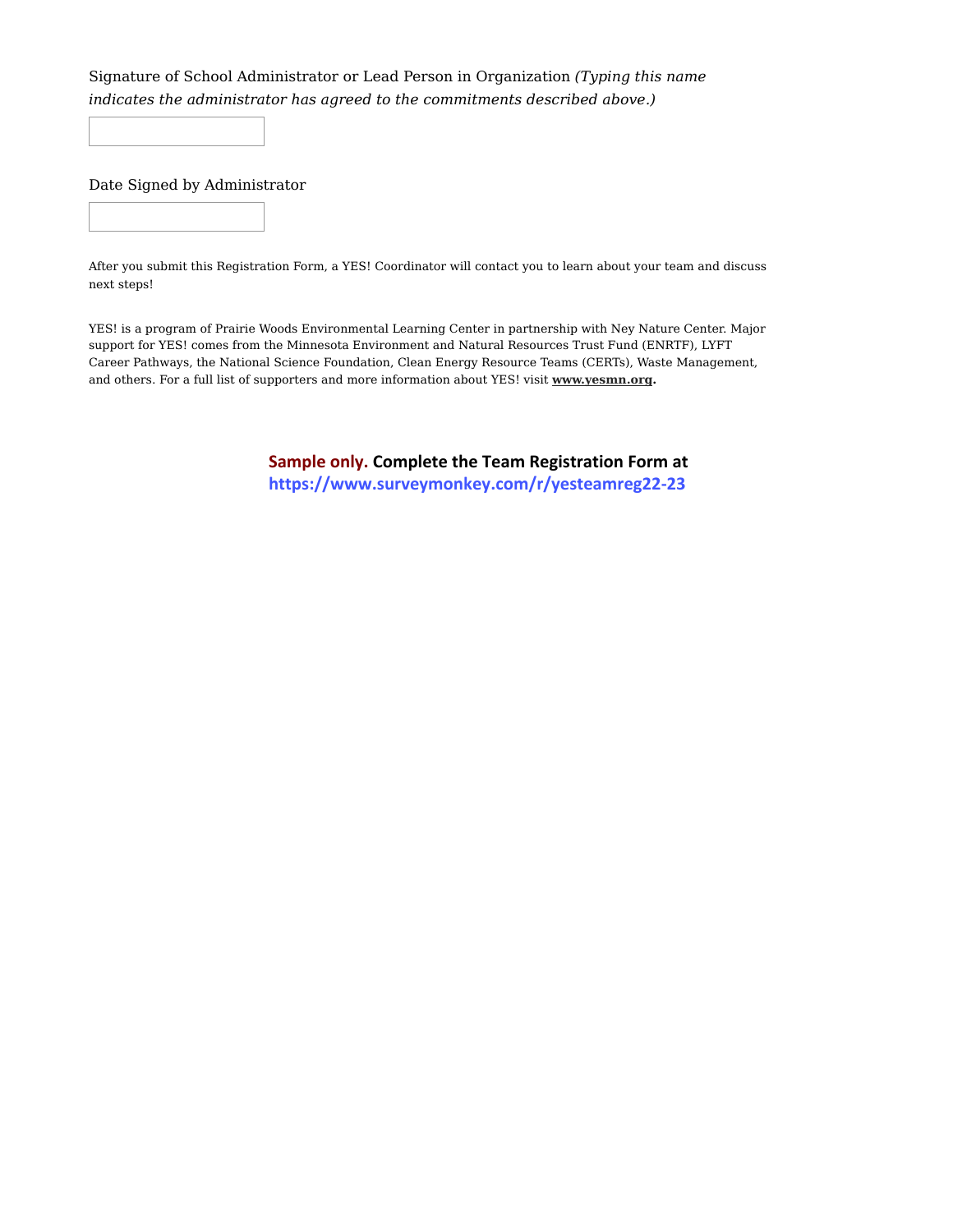Signature of School Administrator or Lead Person in Organization *(Typing this name indicates the administrator has agreed to the commitments described above.)*

Date Signed by Administrator

After you submit this Registration Form, a YES! Coordinator will contact you to learn about your team and discuss next steps!

YES! is a program of Prairie Woods Environmental Learning Center in partnership with Ney Nature Center. Major support for YES! comes from the Minnesota Environment and Natural Resources Trust Fund (ENRTF), LYFT Career Pathways, the National Science Foundation, Clean Energy Resource Teams (CERTs), Waste Management, and others. For a full list of supporters and more information about YES! visit **www.yesmn.org.**

**Sample only. Complete the Team Registration Form at https://www.surveymonkey.com/r/yesteamreg22-23**